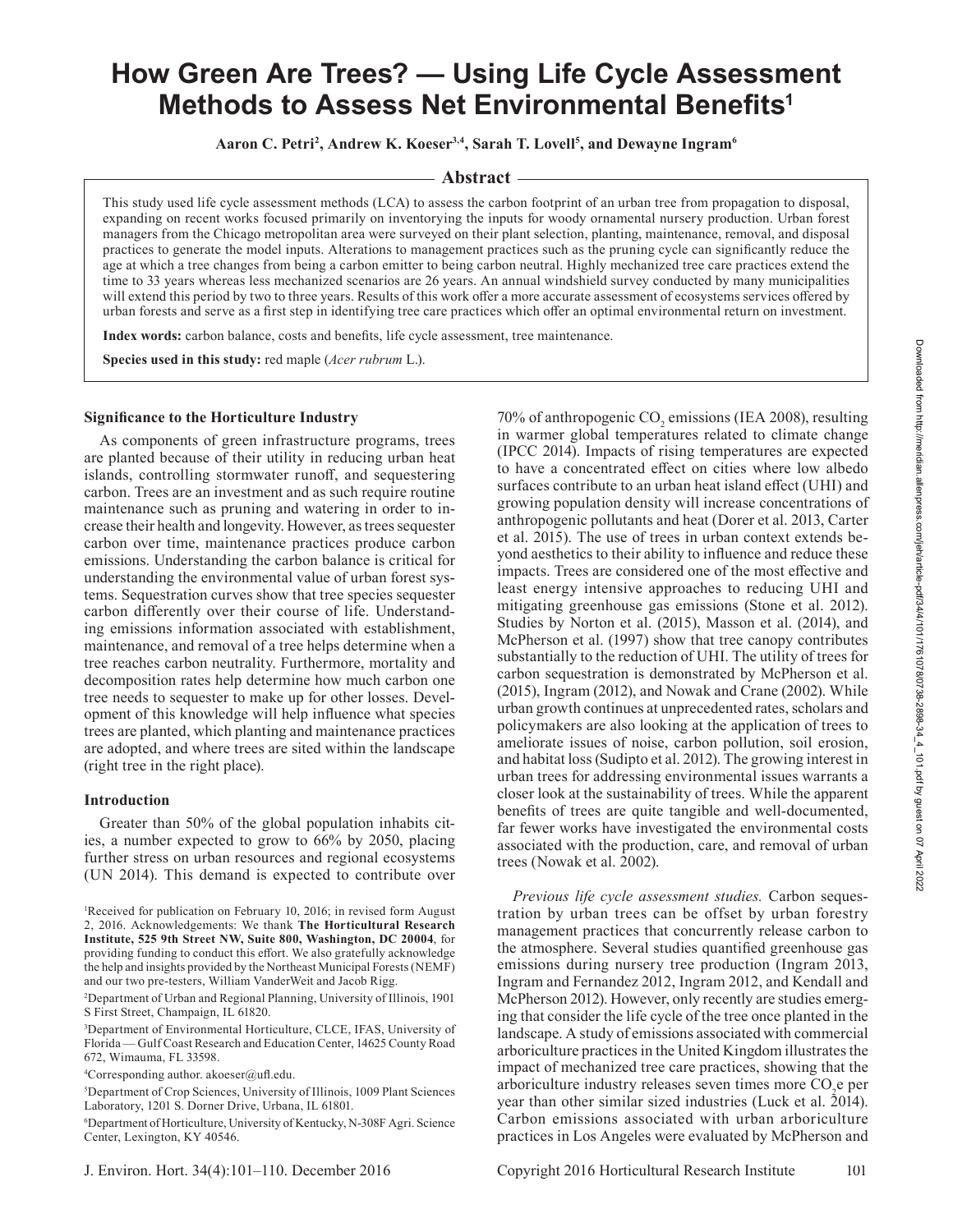# How Green Are Trees? — Using Life Cycle Assessment Methods to Assess Net Environmental Benefits[1]

**Aaron C. Petri[2], Andrew K. Koeser[3,4], Sarah T. Lovell[5], and Dewayne Ingram[6]**

## Abstract

This study used life cycle assessment methods (LCA) to assess the carbon footprint of an urban tree from propagation to disposal, expanding on recent works focused primarily on inventorying the inputs for woody ornamental nursery production. Urban forest managers from the Chicago metropolitan area were surveyed on their plant selection, planting, maintenance, removal, and disposal practices to generate the model inputs. Alterations to management practices such as the pruning cycle can significantly reduce the age at which a tree changes from being a carbon emitter to being carbon neutral. Highly mechanized tree care practices extend the time to 33 years whereas less mechanized scenarios are 26 years. An annual windshield survey conducted by many municipalities will extend this period by two to three years. Results of this work offer a more accurate assessment of ecosystems services offered by urban forests and serve as a first step in identifying tree care practices which offer an optimal environmental return on investment.

**Index words:** carbon balance, costs and benefits, life cycle assessment, tree maintenance.

**Species used in this study:** red maple (*Acer rubrum* L.).

### Significance to the Horticulture Industry

As components of green infrastructure programs, trees are planted because of their utility in reducing urban heat islands, controlling stormwater runoff, and sequestering carbon. Trees are an investment and as such require routine maintenance such as pruning and watering in order to increase their health and longevity. However, as trees sequester carbon over time, maintenance practices produce carbon emissions. Understanding the carbon balance is critical for understanding the environmental value of urban forest systems. Sequestration curves show that tree species sequester carbon differently over their course of life. Understanding emissions information associated with establishment, maintenance, and removal of a tree helps determine when a tree reaches carbon neutrality. Furthermore, mortality and decomposition rates help determine how much carbon one tree needs to sequester to make up for other losses. Development of this knowledge will help influence what species trees are planted, which planting and maintenance practices are adopted, and where trees are sited within the landscape (right tree in the right place).

### Introduction

Greater than 50% of the global population inhabits cities, a number expected to grow to 66% by 2050, placing further stress on urban resources and regional ecosystems (UN 2014). This demand is expected to contribute over 70% of anthropogenic $CO_2$ emissions (IEA 2008), resulting in warmer global temperatures related to climate change (IPCC 2014). Impacts of rising temperatures are expected to have a concentrated effect on cities where low albedo surfaces contribute to an urban heat island effect (UHI) and growing population density will increase concentrations of anthropogenic pollutants and heat (Dorer et al. 2013, Carter et al. 2015). The use of trees in urban context extends beyond aesthetics to their ability to influence and reduce these impacts. Trees are considered one of the most effective and least energy intensive approaches to reducing UHI and mitigating greenhouse gas emissions (Stone et al. 2012). Studies by Norton et al. (2015), Masson et al. (2014), and McPherson et al. (1997) show that tree canopy contributes substantially to the reduction of UHI. The utility of trees for carbon sequestration is demonstrated by McPherson et al. (2015), Ingram (2012), and Nowak and Crane (2002). While urban growth continues at unprecedented rates, scholars and policymakers are also looking at the application of trees to ameliorate issues of noise, carbon pollution, soil erosion, and habitat loss (Sudipto et al. 2012). The growing interest in urban trees for addressing environmental issues warrants a closer look at the sustainability of trees. While the apparent benefits of trees are quite tangible and well-documented, far fewer works have investigated the environmental costs associated with the production, care, and removal of urban trees (Nowak et al. 2002).

*Previous life cycle assessment studies.* Carbon sequestration by urban trees can be offset by urban forestry management practices that concurrently release carbon to the atmosphere. Several studies quantified greenhouse gas emissions during nursery tree production (Ingram 2013, Ingram and Fernandez 2012, Ingram 2012, and Kendall and McPherson 2012). However, only recently are studies emerging that consider the life cycle of the tree once planted in the landscape. A study of emissions associated with commercial arboriculture practices in the United Kingdom illustrates the impact of mechanized tree care practices, showing that the arboriculture industry releases seven times more $CO_2e$ per year than other similar sized industries (Luck et al. 2014). Carbon emissions associated with urban arboriculture practices in Los Angeles were evaluated by McPherson and

[1]Received for publication on February 10, 2016; in revised form August 2, 2016. Acknowledgements: We thank **The Horticultural Research Institute, 525 9th Street NW, Suite 800, Washington, DC 20004**, for providing funding to conduct this effort. We also gratefully acknowledge the help and insights provided by the Northeast Municipal Forests (NEMF) and our two pre-testers, William VanderWeit and Jacob Rigg.

[2]Department of Urban and Regional Planning, University of Illinois, 1901 S First Street, Champaign, IL 61820.

[3]Department of Environmental Horticulture, CLCE, IFAS, University of Florida — Gulf Coast Research and Education Center, 14625 County Road 672, Wimauma, FL 33598.

[4]Corresponding author. akoeser@ufl.edu.

[5]Department of Crop Sciences, University of Illinois, 1009 Plant Sciences Laboratory, 1201 S. Dorner Drive, Urbana, IL 61801.

[6]Department of Horticulture, University of Kentucky, N-308F Agri. Science Center, Lexington, KY 40546.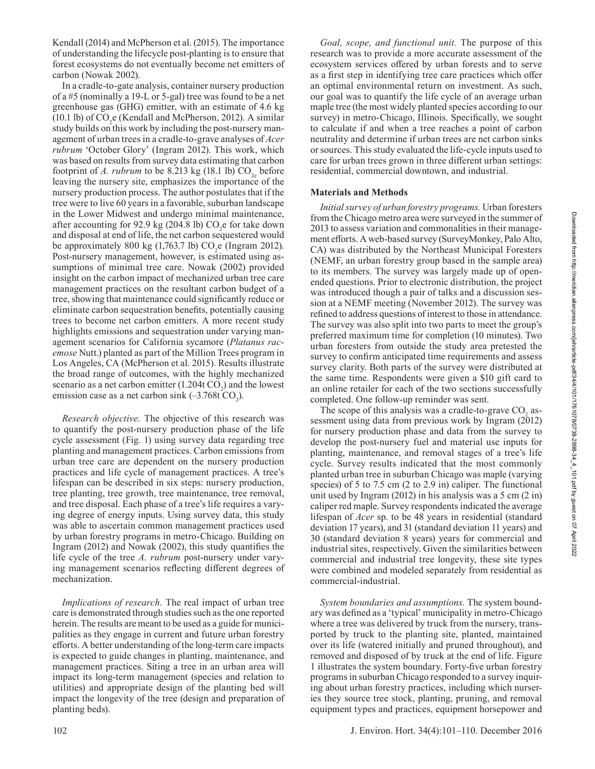Kendall (2014) and McPherson et al. (2015). The importance of understanding the lifecycle post-planting is to ensure that forest ecosystems do not eventually become net emitters of carbon (Nowak 2002).

In a cradle-to-gate analysis, container nursery production of a #5 (nominally a 19-L or 5-gal) tree was found to be a net greenhouse gas (GHG) emitter, with an estimate of 4.6 kg (10.1 lb) of $CO_2e$ (Kendall and McPherson, 2012). A similar study builds on this work by including the post-nursery management of urban trees in a cradle-to-grave analyses of *Acer rubrum* 'October Glory' (Ingram 2012). This work, which was based on results from survey data estimating that carbon footprint of *A. rubrum* to be 8.213 kg (18.1 lb) $CO_{2e}$ before leaving the nursery site, emphasizes the importance of the nursery production process. The author postulates that if the tree were to live 60 years in a favorable, suburban landscape in the Lower Midwest and undergo minimal maintenance, after accounting for 92.9 kg (204.8 lb) $CO_2e$ for take down and disposal at end of life, the net carbon sequestered would be approximately 800 kg (1,763.7 lb) $CO_2e$ (Ingram 2012). Post-nursery management, however, is estimated using assumptions of minimal tree care. Nowak (2002) provided insight on the carbon impact of mechanized urban tree care management practices on the resultant carbon budget of a tree, showing that maintenance could significantly reduce or eliminate carbon sequestration benefits, potentially causing trees to become net carbon emitters. A more recent study highlights emissions and sequestration under varying management scenarios for California sycamore (*Platanus racemose* Nutt.) planted as part of the Million Trees program in Los Angeles, CA (McPherson et al. 2015). Results illustrate the broad range of outcomes, with the highly mechanized scenario as a net carbon emitter (1.204t $CO_2$) and the lowest emission case as a net carbon sink (–3.768t $CO_2$).

*Research objective.* The objective of this research was to quantify the post-nursery production phase of the life cycle assessment (Fig. 1) using survey data regarding tree planting and management practices. Carbon emissions from urban tree care are dependent on the nursery production practices and life cycle of management practices. A tree's lifespan can be described in six steps: nursery production, tree planting, tree growth, tree maintenance, tree removal, and tree disposal. Each phase of a tree's life requires a varying degree of energy inputs. Using survey data, this study was able to ascertain common management practices used by urban forestry programs in metro-Chicago. Building on Ingram (2012) and Nowak (2002), this study quantifies the life cycle of the tree *A. rubrum* post-nursery under varying management scenarios reflecting different degrees of mechanization.

*Implications of research.* The real impact of urban tree care is demonstrated through studies such as the one reported herein. The results are meant to be used as a guide for municipalities as they engage in current and future urban forestry efforts. A better understanding of the long-term care impacts is expected to guide changes in planting, maintenance, and management practices. Siting a tree in an urban area will impact its long-term management (species and relation to utilities) and appropriate design of the planting bed will impact the longevity of the tree (design and preparation of planting beds).

*Goal, scope, and functional unit.* The purpose of this research was to provide a more accurate assessment of the ecosystem services offered by urban forests and to serve as a first step in identifying tree care practices which offer an optimal environmental return on investment. As such, our goal was to quantify the life cycle of an average urban maple tree (the most widely planted species according to our survey) in metro-Chicago, Illinois. Specifically, we sought to calculate if and when a tree reaches a point of carbon neutrality and determine if urban trees are net carbon sinks or sources. This study evaluated the life-cycle inputs used to care for urban trees grown in three different urban settings: residential, commercial downtown, and industrial.

## Materials and Methods

*Initial survey of urban forestry programs.* Urban foresters from the Chicago metro area were surveyed in the summer of 2013 to assess variation and commonalities in their management efforts. A web-based survey (SurveyMonkey, Palo Alto, CA) was distributed by the Northeast Municipal Foresters (NEMF, an urban forestry group based in the sample area) to its members. The survey was largely made up of open-ended questions. Prior to electronic distribution, the project was introduced though a pair of talks and a discussion session at a NEMF meeting (November 2012). The survey was refined to address questions of interest to those in attendance. The survey was also split into two parts to meet the group's preferred maximum time for completion (10 minutes). Two urban foresters from outside the study area pretested the survey to confirm anticipated time requirements and assess survey clarity. Both parts of the survey were distributed at the same time. Respondents were given a \$10 gift card to an online retailer for each of the two sections successfully completed. One follow-up reminder was sent.

The scope of this analysis was a cradle-to-grave $CO_2$ assessment using data from previous work by Ingram (2012) for nursery production phase and data from the survey to develop the post-nursery fuel and material use inputs for planting, maintenance, and removal stages of a tree's life cycle. Survey results indicated that the most commonly planted urban tree in suburban Chicago was maple (varying species) of 5 to 7.5 cm (2 to 2.9 in) caliper. The functional unit used by Ingram (2012) in his analysis was a 5 cm (2 in) caliper red maple. Survey respondents indicated the average lifespan of *Acer* sp. to be 48 years in residential (standard deviation 17 years), and 31 (standard deviation 11 years) and 30 (standard deviation 8 years) years for commercial and industrial sites, respectively. Given the similarities between commercial and industrial tree longevity, these site types were combined and modeled separately from residential as commercial-industrial.

*System boundaries and assumptions.* The system boundary was defined as a 'typical' municipality in metro-Chicago where a tree was delivered by truck from the nursery, transported by truck to the planting site, planted, maintained over its life (watered initially and pruned throughout), and removed and disposed of by truck at the end of life. Figure 1 illustrates the system boundary. Forty-five urban forestry programs in suburban Chicago responded to a survey inquiring about urban forestry practices, including which nurseries they source tree stock, planting, pruning, and removal equipment types and practices, equipment horsepower and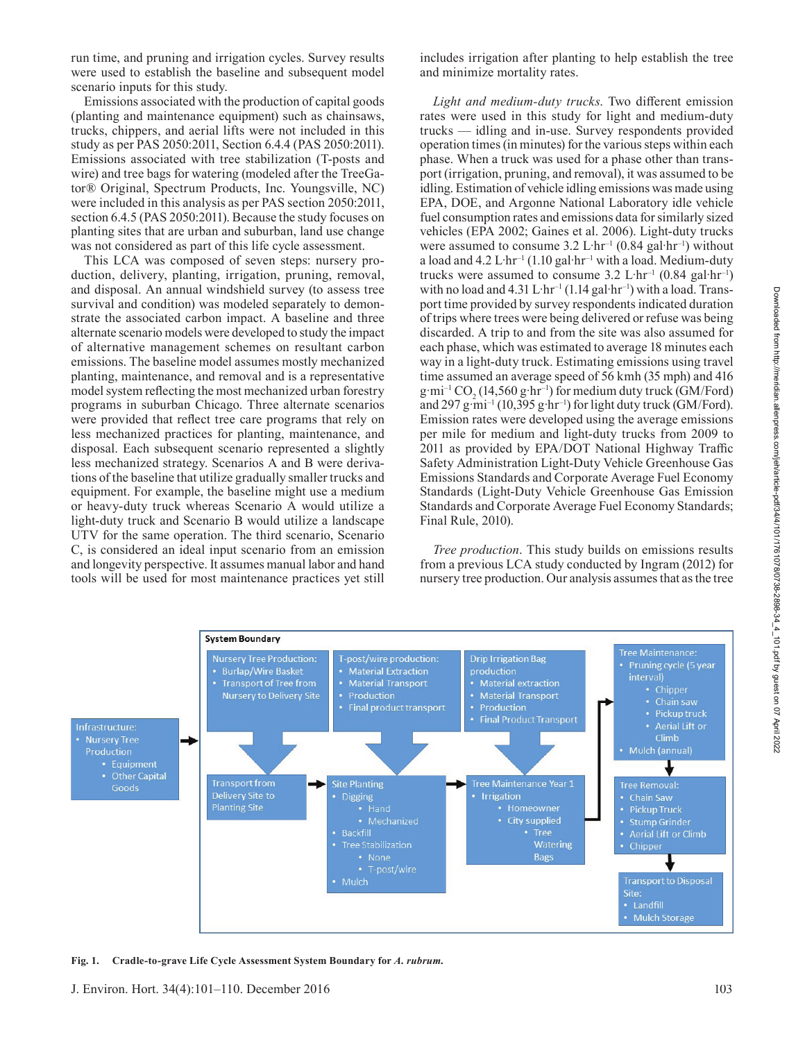run time, and pruning and irrigation cycles. Survey results were used to establish the baseline and subsequent model scenario inputs for this study.

Emissions associated with the production of capital goods (planting and maintenance equipment) such as chainsaws, trucks, chippers, and aerial lifts were not included in this study as per PAS 2050:2011, Section 6.4.4 (PAS 2050:2011). Emissions associated with tree stabilization (T-posts and wire) and tree bags for watering (modeled after the TreeGator® Original, Spectrum Products, Inc. Youngsville, NC) were included in this analysis as per PAS section 2050:2011, section 6.4.5 (PAS 2050:2011). Because the study focuses on planting sites that are urban and suburban, land use change was not considered as part of this life cycle assessment.

This LCA was composed of seven steps: nursery production, delivery, planting, irrigation, pruning, removal, and disposal. An annual windshield survey (to assess tree survival and condition) was modeled separately to demonstrate the associated carbon impact. A baseline and three alternate scenario models were developed to study the impact of alternative management schemes on resultant carbon emissions. The baseline model assumes mostly mechanized planting, maintenance, and removal and is a representative model system reflecting the most mechanized urban forestry programs in suburban Chicago. Three alternate scenarios were provided that reflect tree care programs that rely on less mechanized practices for planting, maintenance, and disposal. Each subsequent scenario represented a slightly less mechanized strategy. Scenarios A and B were derivations of the baseline that utilize gradually smaller trucks and equipment. For example, the baseline might use a medium or heavy-duty truck whereas Scenario A would utilize a light-duty truck and Scenario B would utilize a landscape UTV for the same operation. The third scenario, Scenario C, is considered an ideal input scenario from an emission and longevity perspective. It assumes manual labor and hand tools will be used for most maintenance practices yet still includes irrigation after planting to help establish the tree and minimize mortality rates.

*Light and medium-duty trucks.* Two different emission rates were used in this study for light and medium-duty trucks — idling and in-use. Survey respondents provided operation times (in minutes) for the various steps within each phase. When a truck was used for a phase other than transport (irrigation, pruning, and removal), it was assumed to be idling. Estimation of vehicle idling emissions was made using EPA, DOE, and Argonne National Laboratory idle vehicle fuel consumption rates and emissions data for similarly sized vehicles (EPA 2002; Gaines et al. 2006). Light-duty trucks were assumed to consume 3.2 L·hr$^{-1}$ (0.84 gal·hr$^{-1}$) without a load and 4.2 L·hr$^{-1}$ (1.10 gal·hr$^{-1}$) with a load. Medium-duty trucks were assumed to consume 3.2 L·hr$^{-1}$ (0.84 gal·hr$^{-1}$) with no load and 4.31 L·hr$^{-1}$ (1.14 gal·hr$^{-1}$) with a load. Transport time provided by survey respondents indicated duration of trips where trees were being delivered or refuse was being discarded. A trip to and from the site was also assumed for each phase, which was estimated to average 18 minutes each way in a light-duty truck. Estimating emissions using travel time assumed an average speed of 56 kmh (35 mph) and 416 g·mi$^{-1}$ $CO_2$ (14,560 g·hr$^{-1}$) for medium duty truck (GM/Ford) and 297 g·mi$^{-1}$ (10,395 g·hr$^{-1}$) for light duty truck (GM/Ford). Emission rates were developed using the average emissions per mile for medium and light-duty trucks from 2009 to 2011 as provided by EPA/DOT National Highway Traffic Safety Administration Light-Duty Vehicle Greenhouse Gas Emissions Standards and Corporate Average Fuel Economy Standards (Light-Duty Vehicle Greenhouse Gas Emission Standards and Corporate Average Fuel Economy Standards; Final Rule, 2010).

*Tree production.* This study builds on emissions results from a previous LCA study conducted by Ingram (2012) for nursery tree production. Our analysis assumes that as the tree

System Boundary

Infrastructure:
- Nursery Tree Production
  - Equipment
  - Other Capital Goods

Nursery Tree Production:
- Burlap/Wire Basket
- Transport of Tree from Nursery to Delivery Site

T-post/wire production:
- Material Extraction
- Material Transport
- Production
- Final product transport

Drip Irrigation Bag production
- Material extraction
- Material Transport
- Production
- Final Product Transport

Tree Maintenance:
- Pruning cycle (5 year interval)
  - Chipper
  - Chain saw
  - Pickup truck
  - Aerial Lift or Climb
- Mulch (annual)

Transport from Delivery Site to Planting Site

Site Planting
- Digging
  - Hand
  - Mechanized
- Backfill
- Tree Stabilization
  - None
  - T-post/wire
- Mulch

Tree Maintenance Year 1
- Irrigation
  - Homeowner
  - City supplied
    - Tree Watering Bags

Tree Removal:
- Chain Saw
- Pickup Truck
- Stump Grinder
- Aerial Lift or Climb
- Chipper

Transport to Disposal Site:
- Landfill
- Mulch Storage

**Fig. 1. Cradle-to-grave Life Cycle Assessment System Boundary for *A. rubrum*.**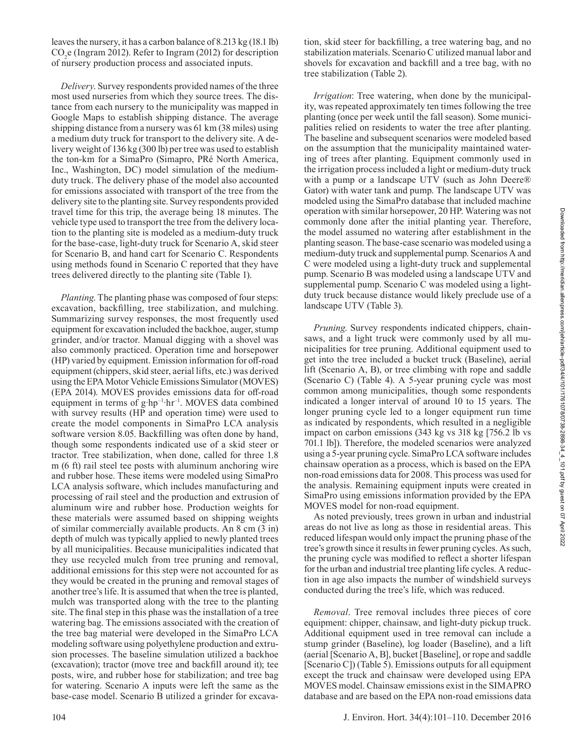leaves the nursery, it has a carbon balance of 8.213 kg (18.1 lb) $CO_2e$ (Ingram 2012). Refer to Ingram (2012) for description of nursery production process and associated inputs.

*Delivery*. Survey respondents provided names of the three most used nurseries from which they source trees. The distance from each nursery to the municipality was mapped in Google Maps to establish shipping distance. The average shipping distance from a nursery was 61 km (38 miles) using a medium duty truck for transport to the delivery site. A delivery weight of 136 kg (300 lb) per tree was used to establish the ton-km for a SimaPro (Simapro, PRé North America, Inc., Washington, DC) model simulation of the medium-duty truck. The delivery phase of the model also accounted for emissions associated with transport of the tree from the delivery site to the planting site. Survey respondents provided travel time for this trip, the average being 18 minutes. The vehicle type used to transport the tree from the delivery location to the planting site is modeled as a medium-duty truck for the base-case, light-duty truck for Scenario A, skid steer for Scenario B, and hand cart for Scenario C. Respondents using methods found in Scenario C reported that they have trees delivered directly to the planting site (Table 1).

*Planting*. The planting phase was composed of four steps: excavation, backfilling, tree stabilization, and mulching. Summarizing survey responses, the most frequently used equipment for excavation included the backhoe, auger, stump grinder, and/or tractor. Manual digging with a shovel was also commonly practiced. Operation time and horsepower (HP) varied by equipment. Emission information for off-road equipment (chippers, skid steer, aerial lifts, etc.) was derived using the EPA Motor Vehicle Emissions Simulator (MOVES) (EPA 2014). MOVES provides emissions data for off-road equipment in terms of $g{\cdot}hp^{-1}{\cdot}hr^{-1}$. MOVES data combined with survey results (HP and operation time) were used to create the model components in SimaPro LCA analysis software version 8.05. Backfilling was often done by hand, though some respondents indicated use of a skid steer or tractor. Tree stabilization, when done, called for three 1.8 m (6 ft) rail steel tee posts with aluminum anchoring wire and rubber hose. These items were modeled using SimaPro LCA analysis software, which includes manufacturing and processing of rail steel and the production and extrusion of aluminum wire and rubber hose. Production weights for these materials were assumed based on shipping weights of similar commercially available products. An 8 cm (3 in) depth of mulch was typically applied to newly planted trees by all municipalities. Because municipalities indicated that they use recycled mulch from tree pruning and removal, additional emissions for this step were not accounted for as they would be created in the pruning and removal stages of another tree's life. It is assumed that when the tree is planted, mulch was transported along with the tree to the planting site. The final step in this phase was the installation of a tree watering bag. The emissions associated with the creation of the tree bag material were developed in the SimaPro LCA modeling software using polyethylene production and extrusion processes. The baseline simulation utilized a backhoe (excavation); tractor (move tree and backfill around it); tee posts, wire, and rubber hose for stabilization; and tree bag for watering. Scenario A inputs were left the same as the base-case model. Scenario B utilized a grinder for excavation, skid steer for backfilling, a tree watering bag, and no stabilization materials. Scenario C utilized manual labor and shovels for excavation and backfill and a tree bag, with no tree stabilization (Table 2).

*Irrigation*: Tree watering, when done by the municipality, was repeated approximately ten times following the tree planting (once per week until the fall season). Some municipalities relied on residents to water the tree after planting. The baseline and subsequent scenarios were modeled based on the assumption that the municipality maintained watering of trees after planting. Equipment commonly used in the irrigation process included a light or medium-duty truck with a pump or a landscape UTV (such as John Deere® Gator) with water tank and pump. The landscape UTV was modeled using the SimaPro database that included machine operation with similar horsepower, 20 HP. Watering was not commonly done after the initial planting year. Therefore, the model assumed no watering after establishment in the planting season. The base-case scenario was modeled using a medium-duty truck and supplemental pump. Scenarios A and C were modeled using a light-duty truck and supplemental pump. Scenario B was modeled using a landscape UTV and supplemental pump. Scenario C was modeled using a light-duty truck because distance would likely preclude use of a landscape UTV (Table 3).

*Pruning*. Survey respondents indicated chippers, chainsaws, and a light truck were commonly used by all municipalities for tree pruning. Additional equipment used to get into the tree included a bucket truck (Baseline), aerial lift (Scenario A, B), or tree climbing with rope and saddle (Scenario C) (Table 4). A 5-year pruning cycle was most common among municipalities, though some respondents indicated a longer interval of around 10 to 15 years. The longer pruning cycle led to a longer equipment run time as indicated by respondents, which resulted in a negligible impact on carbon emissions (343 kg vs 318 kg [756.2 lb vs 701.1 lb]). Therefore, the modeled scenarios were analyzed using a 5-year pruning cycle. SimaPro LCA software includes chainsaw operation as a process, which is based on the EPA non-road emissions data for 2008. This process was used for the analysis. Remaining equipment inputs were created in SimaPro using emissions information provided by the EPA MOVES model for non-road equipment.

As noted previously, trees grown in urban and industrial areas do not live as long as those in residential areas. This reduced lifespan would only impact the pruning phase of the tree's growth since it results in fewer pruning cycles. As such, the pruning cycle was modified to reflect a shorter lifespan for the urban and industrial tree planting life cycles. A reduction in age also impacts the number of windshield surveys conducted during the tree's life, which was reduced.

*Removal*. Tree removal includes three pieces of core equipment: chipper, chainsaw, and light-duty pickup truck. Additional equipment used in tree removal can include a stump grinder (Baseline), log loader (Baseline), and a lift (aerial [Scenario A, B], bucket [Baseline], or rope and saddle [Scenario C]) (Table 5). Emissions outputs for all equipment except the truck and chainsaw were developed using EPA MOVES model. Chainsaw emissions exist in the SIMAPRO database and are based on the EPA non-road emissions data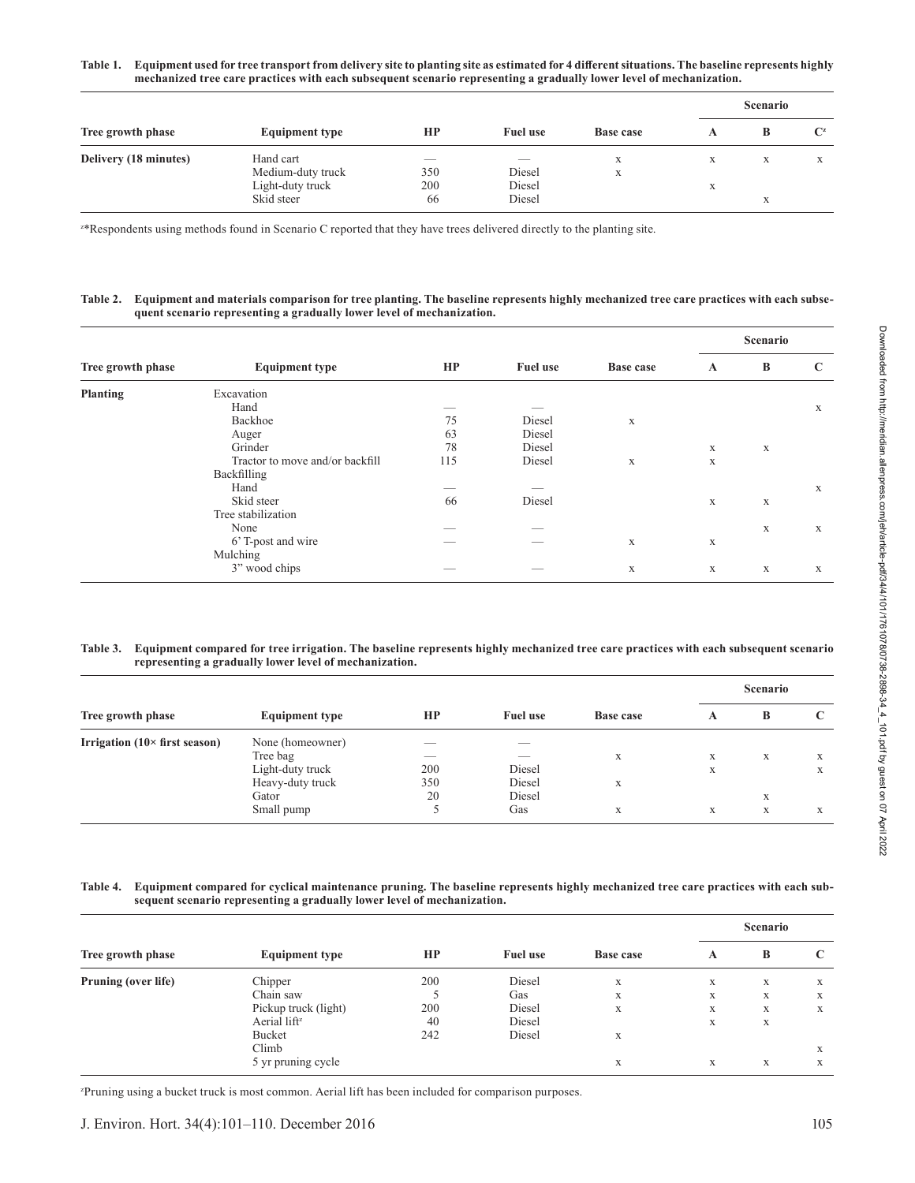**Table 1. Equipment used for tree transport from delivery site to planting site as estimated for 4 different situations. The baseline represents highly mechanized tree care practices with each subsequent scenario representing a gradually lower level of mechanization.**

| Tree growth phase | Equipment type | HP | Fuel use | Base case | Scenario | | |
|---|---|---|---|---|---|---|---|
| | | | | | A | B | C[z] |
| **Delivery (18 minutes)** | Hand cart | — | — | x | x | x | x |
| | Medium-duty truck | 350 | Diesel | x | | | |
| | Light-duty truck | 200 | Diesel | | x | | |
| | Skid steer | 66 | Diesel | | | x | |

[z]*Respondents using methods found in Scenario C reported that they have trees delivered directly to the planting site.

**Table 2. Equipment and materials comparison for tree planting. The baseline represents highly mechanized tree care practices with each subsequent scenario representing a gradually lower level of mechanization.**

| Tree growth phase | Equipment type | HP | Fuel use | Base case | Scenario | | |
|---|---|---|---|---|---|---|---|
| | | | | | A | B | C |
| **Planting** | Excavation | | | | | | |
| | Hand | — | — | | | | x |
| | Backhoe | 75 | Diesel | x | | | |
| | Auger | 63 | Diesel | | | | |
| | Grinder | 78 | Diesel | | x | x | |
| | Tractor to move and/or backfill | 115 | Diesel | x | x | | |
| | Backfilling | | | | | | |
| | Hand | — | — | | | | x |
| | Skid steer | 66 | Diesel | | x | x | |
| | Tree stabilization | | | | | | |
| | None | — | — | | | x | x |
| | 6' T-post and wire | — | — | x | x | | |
| | Mulching | | | | | | |
| | 3" wood chips | — | — | x | x | x | x |

**Table 3. Equipment compared for tree irrigation. The baseline represents highly mechanized tree care practices with each subsequent scenario representing a gradually lower level of mechanization.**

| Tree growth phase | Equipment type | HP | Fuel use | Base case | Scenario | | |
|---|---|---|---|---|---|---|---|
| | | | | | A | B | C |
| **Irrigation (10× first season)** | None (homeowner) | — | — | | | | |
| | Tree bag | — | — | x | x | x | x |
| | Light-duty truck | 200 | Diesel | | x | | x |
| | Heavy-duty truck | 350 | Diesel | x | | | |
| | Gator | 20 | Diesel | | | x | |
| | Small pump | 5 | Gas | x | x | x | x |

**Table 4. Equipment compared for cyclical maintenance pruning. The baseline represents highly mechanized tree care practices with each subsequent scenario representing a gradually lower level of mechanization.**

| Tree growth phase | Equipment type | HP | Fuel use | Base case | Scenario | | |
|---|---|---|---|---|---|---|---|
| | | | | | A | B | C |
| **Pruning (over life)** | Chipper | 200 | Diesel | x | x | x | x |
| | Chain saw | 5 | Gas | x | x | x | x |
| | Pickup truck (light) | 200 | Diesel | x | x | x | x |
| | Aerial lift[z] | 40 | Diesel | | x | x | |
| | Bucket | 242 | Diesel | x | | | |
| | Climb | | | | | | x |
| | 5 yr pruning cycle | | | x | x | x | x |

[z]Pruning using a bucket truck is most common. Aerial lift has been included for comparison purposes.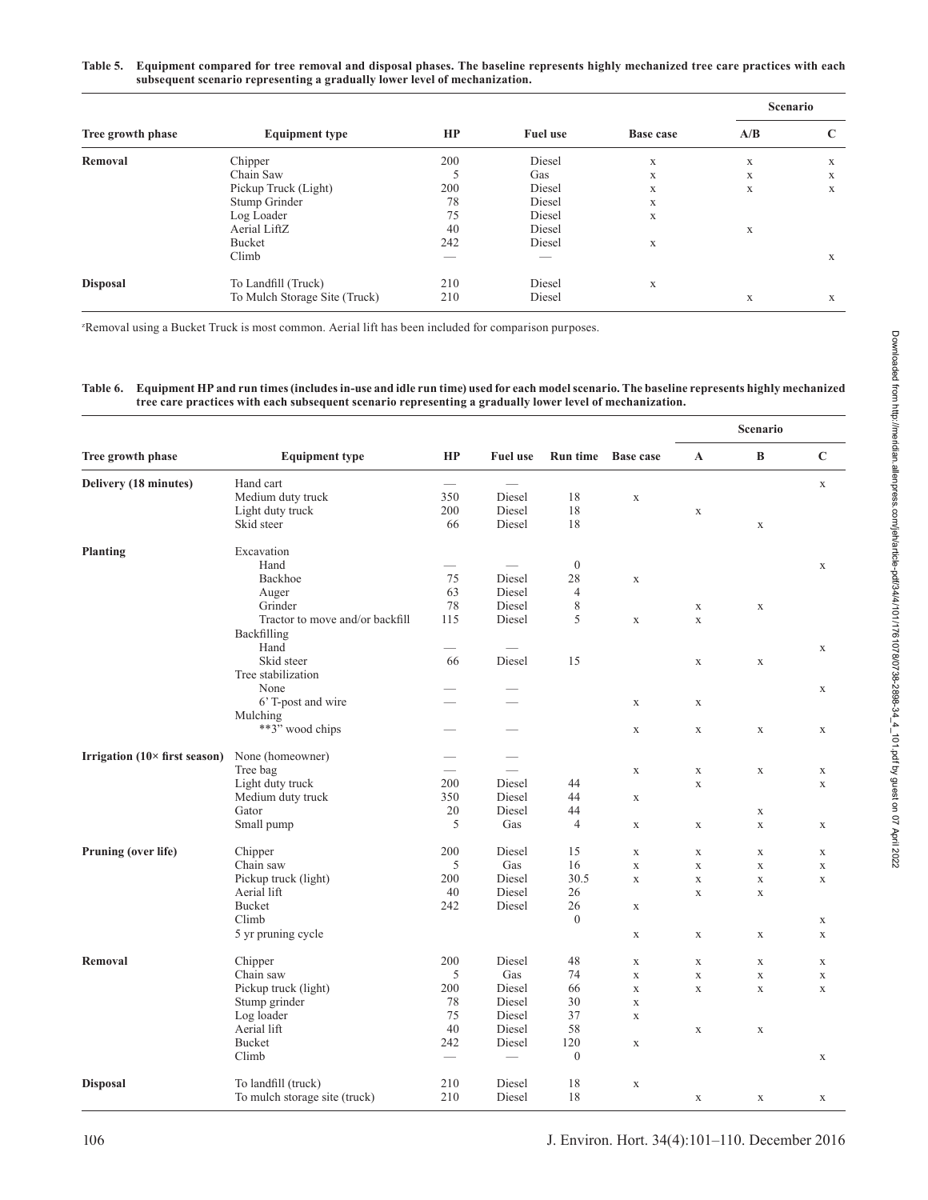**Table 5. Equipment compared for tree removal and disposal phases. The baseline represents highly mechanized tree care practices with each subsequent scenario representing a gradually lower level of mechanization.**

| Tree growth phase | Equipment type | HP | Fuel use | Base case | Scenario | |
|---|---|---|---|---|---|---|
| | | | | | A/B | C |
| **Removal** | Chipper | 200 | Diesel | x | x | x |
| | Chain Saw | 5 | Gas | x | x | x |
| | Pickup Truck (Light) | 200 | Diesel | x | x | x |
| | Stump Grinder | 78 | Diesel | x | | |
| | Log Loader | 75 | Diesel | x | | |
| | Aerial Lift[z] | 40 | Diesel | | x | |
| | Bucket | 242 | Diesel | x | | |
| | Climb | — | — | | | x |
| **Disposal** | To Landfill (Truck) | 210 | Diesel | x | | |
| | To Mulch Storage Site (Truck) | 210 | Diesel | | x | x |

[z]Removal using a Bucket Truck is most common. Aerial lift has been included for comparison purposes.

**Table 6. Equipment HP and run times (includes in-use and idle run time) used for each model scenario. The baseline represents highly mechanized tree care practices with each subsequent scenario representing a gradually lower level of mechanization.**

| Tree growth phase | Equipment type | HP | Fuel use | Run time | Base case | Scenario | | |
|---|---|---|---|---|---|---|---|---|
| | | | | | | A | B | C |
| **Delivery (18 minutes)** | Hand cart | — | — | | | | | x |
| | Medium duty truck | 350 | Diesel | 18 | x | | | |
| | Light duty truck | 200 | Diesel | 18 | | x | | |
| | Skid steer | 66 | Diesel | 18 | | | x | |
| **Planting** | Excavation | | | | | | | |
| | Hand | — | — | 0 | | | | x |
| | Backhoe | 75 | Diesel | 28 | x | | | |
| | Auger | 63 | Diesel | 4 | | | | |
| | Grinder | 78 | Diesel | 8 | | x | x | |
| | Tractor to move and/or backfill | 115 | Diesel | 5 | x | x | | |
| | Backfilling | | | | | | | |
| | Hand | — | — | | | | | x |
| | Skid steer | 66 | Diesel | 15 | | x | x | |
| | Tree stabilization | | | | | | | |
| | None | — | — | | | | | x |
| | 6' T-post and wire | — | — | | x | x | | |
| | Mulching | | | | | | | |
| | **3" wood chips | — | — | | x | x | x | x |
| **Irrigation (10× first season)** | None (homeowner) | — | — | | | | | |
| | Tree bag | — | — | | x | x | x | x |
| | Light duty truck | 200 | Diesel | 44 | | x | | x |
| | Medium duty truck | 350 | Diesel | 44 | x | | | |
| | Gator | 20 | Diesel | 44 | | | x | |
| | Small pump | 5 | Gas | 4 | x | x | x | x |
| **Pruning (over life)** | Chipper | 200 | Diesel | 15 | x | x | x | x |
| | Chain saw | 5 | Gas | 16 | x | x | x | x |
| | Pickup truck (light) | 200 | Diesel | 30.5 | x | x | x | x |
| | Aerial lift | 40 | Diesel | 26 | | x | x | |
| | Bucket | 242 | Diesel | 26 | x | | | |
| | Climb | | | 0 | | | | x |
| | 5 yr pruning cycle | | | | x | x | x | x |
| **Removal** | Chipper | 200 | Diesel | 48 | x | x | x | x |
| | Chain saw | 5 | Gas | 74 | x | x | x | x |
| | Pickup truck (light) | 200 | Diesel | 66 | x | x | x | x |
| | Stump grinder | 78 | Diesel | 30 | x | | | |
| | Log loader | 75 | Diesel | 37 | x | | | |
| | Aerial lift | 40 | Diesel | 58 | | x | x | |
| | Bucket | 242 | Diesel | 120 | x | | | |
| | Climb | — | — | 0 | | | | x |
| **Disposal** | To landfill (truck) | 210 | Diesel | 18 | x | | | |
| | To mulch storage site (truck) | 210 | Diesel | 18 | | x | x | x |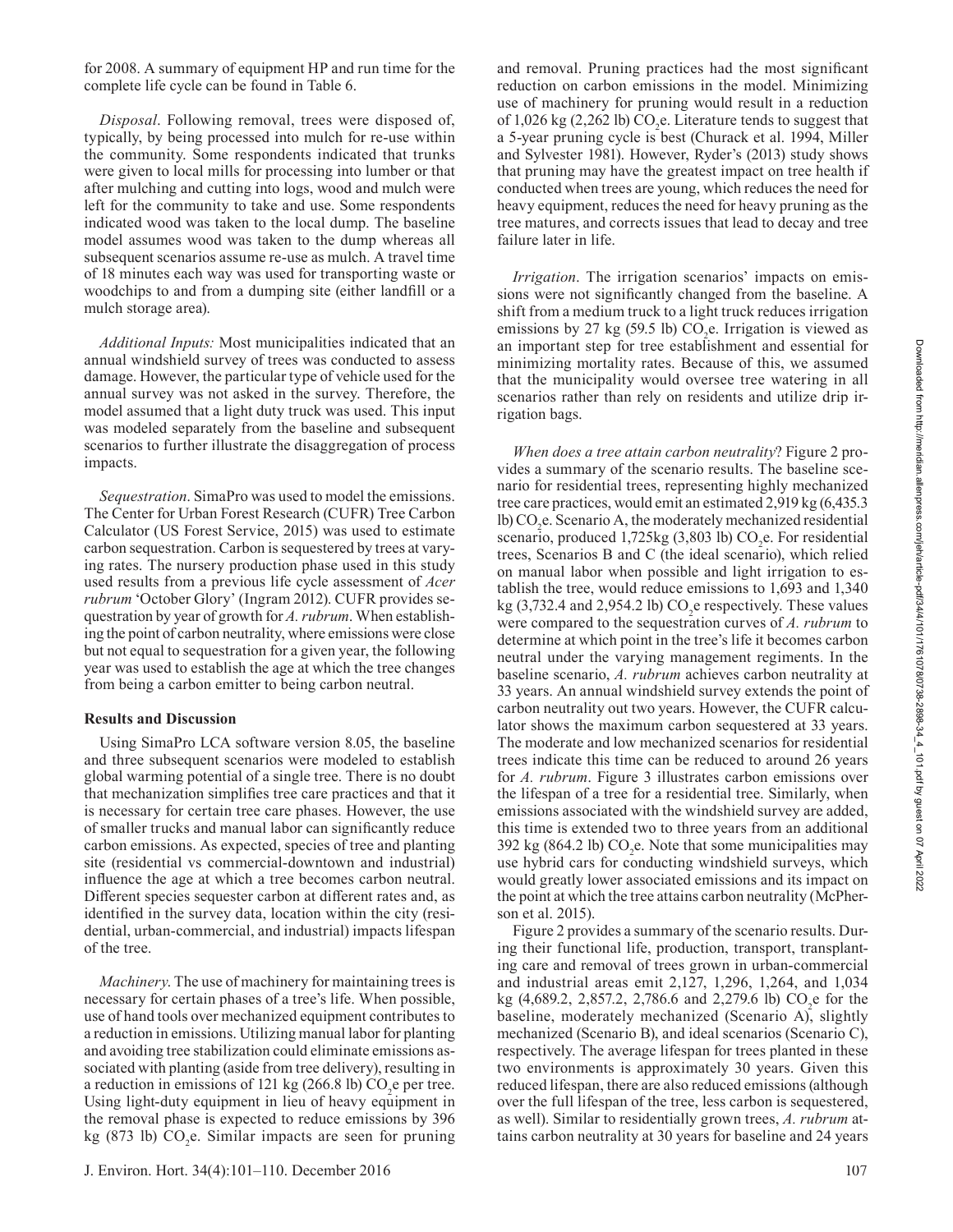for 2008. A summary of equipment HP and run time for the complete life cycle can be found in Table 6.

*Disposal*. Following removal, trees were disposed of, typically, by being processed into mulch for re-use within the community. Some respondents indicated that trunks were given to local mills for processing into lumber or that after mulching and cutting into logs, wood and mulch were left for the community to take and use. Some respondents indicated wood was taken to the local dump. The baseline model assumes wood was taken to the dump whereas all subsequent scenarios assume re-use as mulch. A travel time of 18 minutes each way was used for transporting waste or woodchips to and from a dumping site (either landfill or a mulch storage area).

*Additional Inputs:* Most municipalities indicated that an annual windshield survey of trees was conducted to assess damage. However, the particular type of vehicle used for the annual survey was not asked in the survey. Therefore, the model assumed that a light duty truck was used. This input was modeled separately from the baseline and subsequent scenarios to further illustrate the disaggregation of process impacts.

*Sequestration*. SimaPro was used to model the emissions. The Center for Urban Forest Research (CUFR) Tree Carbon Calculator (US Forest Service, 2015) was used to estimate carbon sequestration. Carbon is sequestered by trees at varying rates. The nursery production phase used in this study used results from a previous life cycle assessment of *Acer rubrum* 'October Glory' (Ingram 2012). CUFR provides sequestration by year of growth for *A. rubrum*. When establishing the point of carbon neutrality, where emissions were close but not equal to sequestration for a given year, the following year was used to establish the age at which the tree changes from being a carbon emitter to being carbon neutral.

**Results and Discussion**

Using SimaPro LCA software version 8.05, the baseline and three subsequent scenarios were modeled to establish global warming potential of a single tree. There is no doubt that mechanization simplifies tree care practices and that it is necessary for certain tree care phases. However, the use of smaller trucks and manual labor can significantly reduce carbon emissions. As expected, species of tree and planting site (residential vs commercial-downtown and industrial) influence the age at which a tree becomes carbon neutral. Different species sequester carbon at different rates and, as identified in the survey data, location within the city (residential, urban-commercial, and industrial) impacts lifespan of the tree.

*Machinery*. The use of machinery for maintaining trees is necessary for certain phases of a tree's life. When possible, use of hand tools over mechanized equipment contributes to a reduction in emissions. Utilizing manual labor for planting and avoiding tree stabilization could eliminate emissions associated with planting (aside from tree delivery), resulting in a reduction in emissions of 121 kg (266.8 lb) $CO_2e$ per tree. Using light-duty equipment in lieu of heavy equipment in the removal phase is expected to reduce emissions by 396 kg (873 lb) $CO_2e$. Similar impacts are seen for pruning and removal. Pruning practices had the most significant reduction on carbon emissions in the model. Minimizing use of machinery for pruning would result in a reduction of 1,026 kg (2,262 lb) $CO_2e$. Literature tends to suggest that a 5-year pruning cycle is best (Churack et al. 1994, Miller and Sylvester 1981). However, Ryder's (2013) study shows that pruning may have the greatest impact on tree health if conducted when trees are young, which reduces the need for heavy equipment, reduces the need for heavy pruning as the tree matures, and corrects issues that lead to decay and tree failure later in life.

*Irrigation*. The irrigation scenarios' impacts on emissions were not significantly changed from the baseline. A shift from a medium truck to a light truck reduces irrigation emissions by 27 kg (59.5 lb) $CO_2e$. Irrigation is viewed as an important step for tree establishment and essential for minimizing mortality rates. Because of this, we assumed that the municipality would oversee tree watering in all scenarios rather than rely on residents and utilize drip irrigation bags.

*When does a tree attain carbon neutrality*? Figure 2 provides a summary of the scenario results. The baseline scenario for residential trees, representing highly mechanized tree care practices, would emit an estimated 2,919 kg (6,435.3 lb) $CO_2e$. Scenario A, the moderately mechanized residential scenario, produced 1,725kg (3,803 lb) $CO_2e$. For residential trees, Scenarios B and C (the ideal scenario), which relied on manual labor when possible and light irrigation to establish the tree, would reduce emissions to 1,693 and 1,340 kg (3,732.4 and 2,954.2 lb) $CO_2e$ respectively. These values were compared to the sequestration curves of *A. rubrum* to determine at which point in the tree's life it becomes carbon neutral under the varying management regiments. In the baseline scenario, *A. rubrum* achieves carbon neutrality at 33 years. An annual windshield survey extends the point of carbon neutrality out two years. However, the CUFR calculator shows the maximum carbon sequestered at 33 years. The moderate and low mechanized scenarios for residential trees indicate this time can be reduced to around 26 years for *A. rubrum*. Figure 3 illustrates carbon emissions over the lifespan of a tree for a residential tree. Similarly, when emissions associated with the windshield survey are added, this time is extended two to three years from an additional 392 kg (864.2 lb) $CO_2e$. Note that some municipalities may use hybrid cars for conducting windshield surveys, which would greatly lower associated emissions and its impact on the point at which the tree attains carbon neutrality (McPherson et al. 2015).

Figure 2 provides a summary of the scenario results. During their functional life, production, transport, transplanting care and removal of trees grown in urban-commercial and industrial areas emit 2,127, 1,296, 1,264, and 1,034 kg (4,689.2, 2,857.2, 2,786.6 and 2,279.6 lb) $CO_2e$ for the baseline, moderately mechanized (Scenario A), slightly mechanized (Scenario B), and ideal scenarios (Scenario C), respectively. The average lifespan for trees planted in these two environments is approximately 30 years. Given this reduced lifespan, there are also reduced emissions (although over the full lifespan of the tree, less carbon is sequestered, as well). Similar to residentially grown trees, *A. rubrum* attains carbon neutrality at 30 years for baseline and 24 years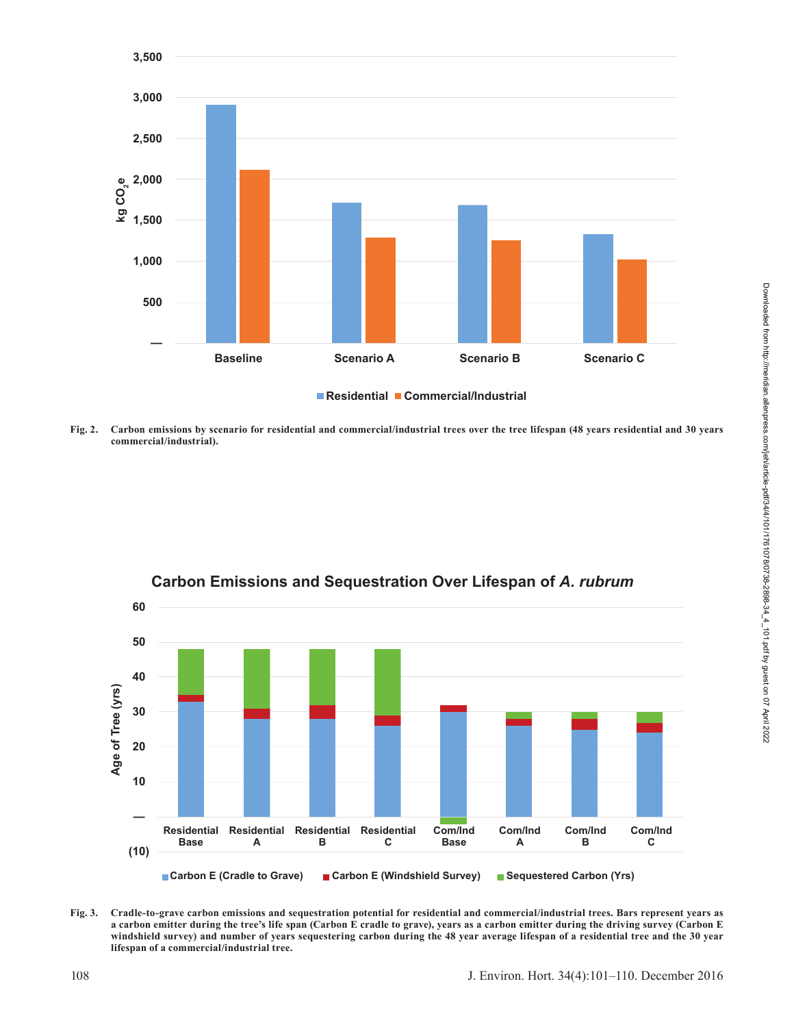Fig. 2. Carbon emissions by scenario for residential and commercial/industrial trees over the tree lifespan (48 years residential and 30 years commercial/industrial).

Fig. 3. Cradle-to-grave carbon emissions and sequestration potential for residential and commercial/industrial trees. Bars represent years as a carbon emitter during the tree's life span (Carbon E cradle to grave), years as a carbon emitter during the driving survey (Carbon E windshield survey) and number of years sequestering carbon during the 48 year average lifespan of a residential tree and the 30 year lifespan of a commercial/industrial tree.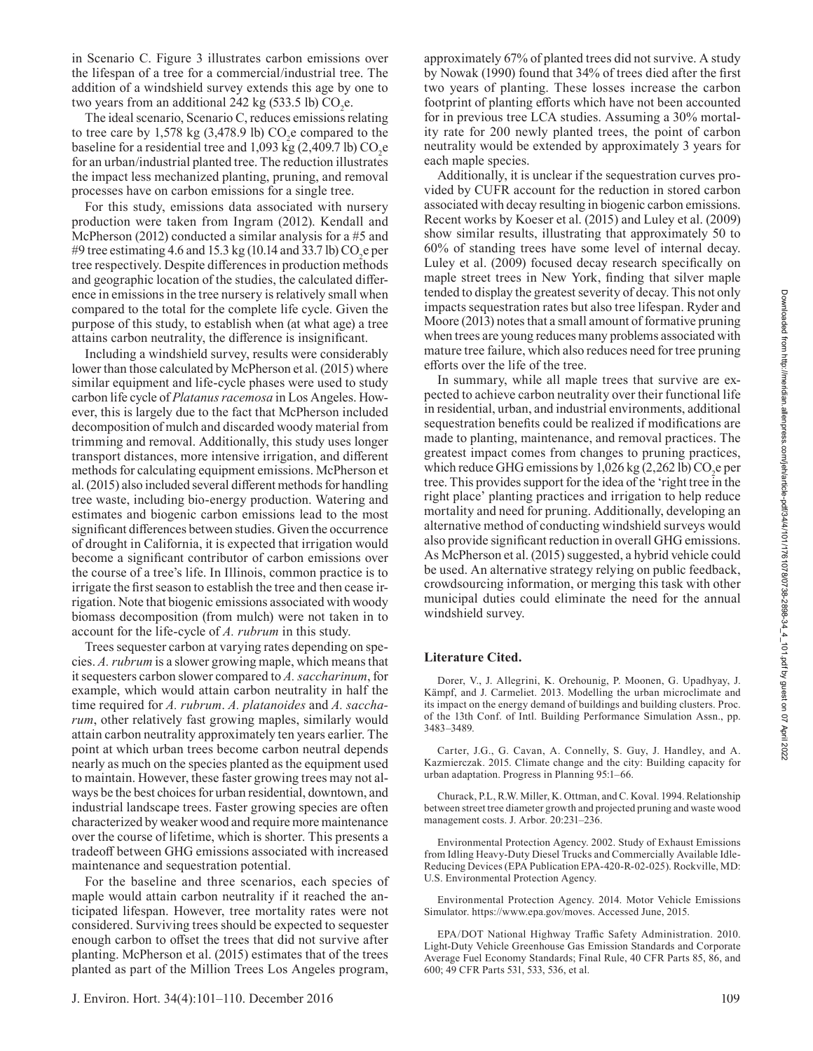in Scenario C. Figure 3 illustrates carbon emissions over the lifespan of a tree for a commercial/industrial tree. The addition of a windshield survey extends this age by one to two years from an additional 242 kg (533.5 lb) $CO_2$e.

The ideal scenario, Scenario C, reduces emissions relating to tree care by 1,578 kg (3,478.9 lb) $CO_2$e compared to the baseline for a residential tree and 1,093 kg (2,409.7 lb) $CO_2$e for an urban/industrial planted tree. The reduction illustrates the impact less mechanized planting, pruning, and removal processes have on carbon emissions for a single tree.

For this study, emissions data associated with nursery production were taken from Ingram (2012). Kendall and McPherson (2012) conducted a similar analysis for a #5 and #9 tree estimating 4.6 and 15.3 kg (10.14 and 33.7 lb) $CO_2$e per tree respectively. Despite differences in production methods and geographic location of the studies, the calculated difference in emissions in the tree nursery is relatively small when compared to the total for the complete life cycle. Given the purpose of this study, to establish when (at what age) a tree attains carbon neutrality, the difference is insignificant.

Including a windshield survey, results were considerably lower than those calculated by McPherson et al. (2015) where similar equipment and life-cycle phases were used to study carbon life cycle of *Platanus racemosa* in Los Angeles. However, this is largely due to the fact that McPherson included decomposition of mulch and discarded woody material from trimming and removal. Additionally, this study uses longer transport distances, more intensive irrigation, and different methods for calculating equipment emissions. McPherson et al. (2015) also included several different methods for handling tree waste, including bio-energy production. Watering and estimates and biogenic carbon emissions lead to the most significant differences between studies. Given the occurrence of drought in California, it is expected that irrigation would become a significant contributor of carbon emissions over the course of a tree's life. In Illinois, common practice is to irrigate the first season to establish the tree and then cease irrigation. Note that biogenic emissions associated with woody biomass decomposition (from mulch) were not taken in to account for the life-cycle of *A. rubrum* in this study.

Trees sequester carbon at varying rates depending on species. *A. rubrum* is a slower growing maple, which means that it sequesters carbon slower compared to *A. saccharinum*, for example, which would attain carbon neutrality in half the time required for *A. rubrum*. *A. platanoides* and *A. saccharum*, other relatively fast growing maples, similarly would attain carbon neutrality approximately ten years earlier. The point at which urban trees become carbon neutral depends nearly as much on the species planted as the equipment used to maintain. However, these faster growing trees may not always be the best choices for urban residential, downtown, and industrial landscape trees. Faster growing species are often characterized by weaker wood and require more maintenance over the course of lifetime, which is shorter. This presents a tradeoff between GHG emissions associated with increased maintenance and sequestration potential.

For the baseline and three scenarios, each species of maple would attain carbon neutrality if it reached the anticipated lifespan. However, tree mortality rates were not considered. Surviving trees should be expected to sequester enough carbon to offset the trees that did not survive after planting. McPherson et al. (2015) estimates that of the trees planted as part of the Million Trees Los Angeles program, approximately 67% of planted trees did not survive. A study by Nowak (1990) found that 34% of trees died after the first two years of planting. These losses increase the carbon footprint of planting efforts which have not been accounted for in previous tree LCA studies. Assuming a 30% mortality rate for 200 newly planted trees, the point of carbon neutrality would be extended by approximately 3 years for each maple species.

Additionally, it is unclear if the sequestration curves provided by CUFR account for the reduction in stored carbon associated with decay resulting in biogenic carbon emissions. Recent works by Koeser et al. (2015) and Luley et al. (2009) show similar results, illustrating that approximately 50 to 60% of standing trees have some level of internal decay. Luley et al. (2009) focused decay research specifically on maple street trees in New York, finding that silver maple tended to display the greatest severity of decay. This not only impacts sequestration rates but also tree lifespan. Ryder and Moore (2013) notes that a small amount of formative pruning when trees are young reduces many problems associated with mature tree failure, which also reduces need for tree pruning efforts over the life of the tree.

In summary, while all maple trees that survive are expected to achieve carbon neutrality over their functional life in residential, urban, and industrial environments, additional sequestration benefits could be realized if modifications are made to planting, maintenance, and removal practices. The greatest impact comes from changes to pruning practices, which reduce GHG emissions by 1,026 kg (2,262 lb) $CO_2$e per tree. This provides support for the idea of the 'right tree in the right place' planting practices and irrigation to help reduce mortality and need for pruning. Additionally, developing an alternative method of conducting windshield surveys would also provide significant reduction in overall GHG emissions. As McPherson et al. (2015) suggested, a hybrid vehicle could be used. An alternative strategy relying on public feedback, crowdsourcing information, or merging this task with other municipal duties could eliminate the need for the annual windshield survey.

## Literature Cited.

Dorer, V., J. Allegrini, K. Orehounig, P. Moonen, G. Upadhyay, J. Kämpf, and J. Carmeliet. 2013. Modelling the urban microclimate and its impact on the energy demand of buildings and building clusters. Proc. of the 13th Conf. of Intl. Building Performance Simulation Assn., pp. 3483–3489.

Carter, J.G., G. Cavan, A. Connelly, S. Guy, J. Handley, and A. Kazmierczak. 2015. Climate change and the city: Building capacity for urban adaptation. Progress in Planning 95:1–66.

Churack, P.L, R.W. Miller, K. Ottman, and C. Koval. 1994. Relationship between street tree diameter growth and projected pruning and waste wood management costs. J. Arbor. 20:231–236.

Environmental Protection Agency. 2002. Study of Exhaust Emissions from Idling Heavy-Duty Diesel Trucks and Commercially Available Idle-Reducing Devices (EPA Publication EPA-420-R-02-025). Rockville, MD: U.S. Environmental Protection Agency.

Environmental Protection Agency. 2014. Motor Vehicle Emissions Simulator. https://www.epa.gov/moves. Accessed June, 2015.

EPA/DOT National Highway Traffic Safety Administration. 2010. Light-Duty Vehicle Greenhouse Gas Emission Standards and Corporate Average Fuel Economy Standards; Final Rule, 40 CFR Parts 85, 86, and 600; 49 CFR Parts 531, 533, 536, et al.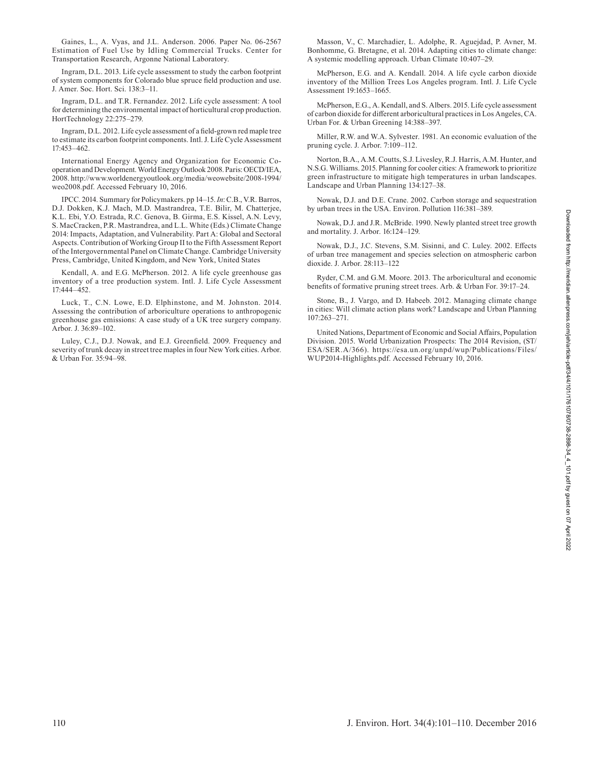Gaines, L., A. Vyas, and J.L. Anderson. 2006. Paper No. 06-2567 Estimation of Fuel Use by Idling Commercial Trucks. Center for Transportation Research, Argonne National Laboratory.

Ingram, D.L. 2013. Life cycle assessment to study the carbon footprint of system components for Colorado blue spruce field production and use. J. Amer. Soc. Hort. Sci. 138:3–11.

Ingram, D.L. and T.R. Fernandez. 2012. Life cycle assessment: A tool for determining the environmental impact of horticultural crop production. HortTechnology 22:275–279.

Ingram, D.L. 2012. Life cycle assessment of a field-grown red maple tree to estimate its carbon footprint components. Intl. J. Life Cycle Assessment 17:453–462.

International Energy Agency and Organization for Economic Cooperation and Development. World Energy Outlook 2008. Paris: OECD/IEA, 2008. http://www.worldenergyoutlook.org/media/weowebsite/2008-1994/weo2008.pdf. Accessed February 10, 2016.

IPCC. 2014. Summary for Policymakers. pp 14–15. *In*: C.B., V.R. Barros, D.J. Dokken, K.J. Mach, M.D. Mastrandrea, T.E. Bilir, M. Chatterjee, K.L. Ebi, Y.O. Estrada, R.C. Genova, B. Girma, E.S. Kissel, A.N. Levy, S. MacCracken, P.R. Mastrandrea, and L.L. White (Eds.) Climate Change 2014: Impacts, Adaptation, and Vulnerability. Part A: Global and Sectoral Aspects. Contribution of Working Group II to the Fifth Assessment Report of the Intergovernmental Panel on Climate Change. Cambridge University Press, Cambridge, United Kingdom, and New York, United States

Kendall, A. and E.G. McPherson. 2012. A life cycle greenhouse gas inventory of a tree production system. Intl. J. Life Cycle Assessment 17:444–452.

Luck, T., C.N. Lowe, E.D. Elphinstone, and M. Johnston. 2014. Assessing the contribution of arboriculture operations to anthropogenic greenhouse gas emissions: A case study of a UK tree surgery company. Arbor. J. 36:89–102.

Luley, C.J., D.J. Nowak, and E.J. Greenfield. 2009. Frequency and severity of trunk decay in street tree maples in four New York cities. Arbor. & Urban For. 35:94–98.

Masson, V., C. Marchadier, L. Adolphe, R. Aguejdad, P. Avner, M. Bonhomme, G. Bretagne, et al. 2014. Adapting cities to climate change: A systemic modelling approach. Urban Climate 10:407–29.

McPherson, E.G. and A. Kendall. 2014. A life cycle carbon dioxide inventory of the Million Trees Los Angeles program. Intl. J. Life Cycle Assessment 19:1653–1665.

McPherson, E.G., A. Kendall, and S. Albers. 2015. Life cycle assessment of carbon dioxide for different arboricultural practices in Los Angeles, CA. Urban For. & Urban Greening 14:388–397.

Miller, R.W. and W.A. Sylvester. 1981. An economic evaluation of the pruning cycle. J. Arbor. 7:109–112.

Norton, B.A., A.M. Coutts, S.J. Livesley, R.J. Harris, A.M. Hunter, and N.S.G. Williams. 2015. Planning for cooler cities: A framework to prioritize green infrastructure to mitigate high temperatures in urban landscapes. Landscape and Urban Planning 134:127–38.

Nowak, D.J. and D.E. Crane. 2002. Carbon storage and sequestration by urban trees in the USA. Environ. Pollution 116:381–389.

Nowak, D.J. and J.R. McBride. 1990. Newly planted street tree growth and mortality. J. Arbor. 16:124–129.

Nowak, D.J., J.C. Stevens, S.M. Sisinni, and C. Luley. 2002. Effects of urban tree management and species selection on atmospheric carbon dioxide. J. Arbor. 28:113–122

Ryder, C.M. and G.M. Moore. 2013. The arboricultural and economic benefits of formative pruning street trees. Arb. & Urban For. 39:17–24.

Stone, B., J. Vargo, and D. Habeeb. 2012. Managing climate change in cities: Will climate action plans work? Landscape and Urban Planning 107:263–271.

United Nations, Department of Economic and Social Affairs, Population Division. 2015. World Urbanization Prospects: The 2014 Revision, (ST/ESA/SER.A/366). https://esa.un.org/unpd/wup/Publications/Files/WUP2014-Highlights.pdf. Accessed February 10, 2016.